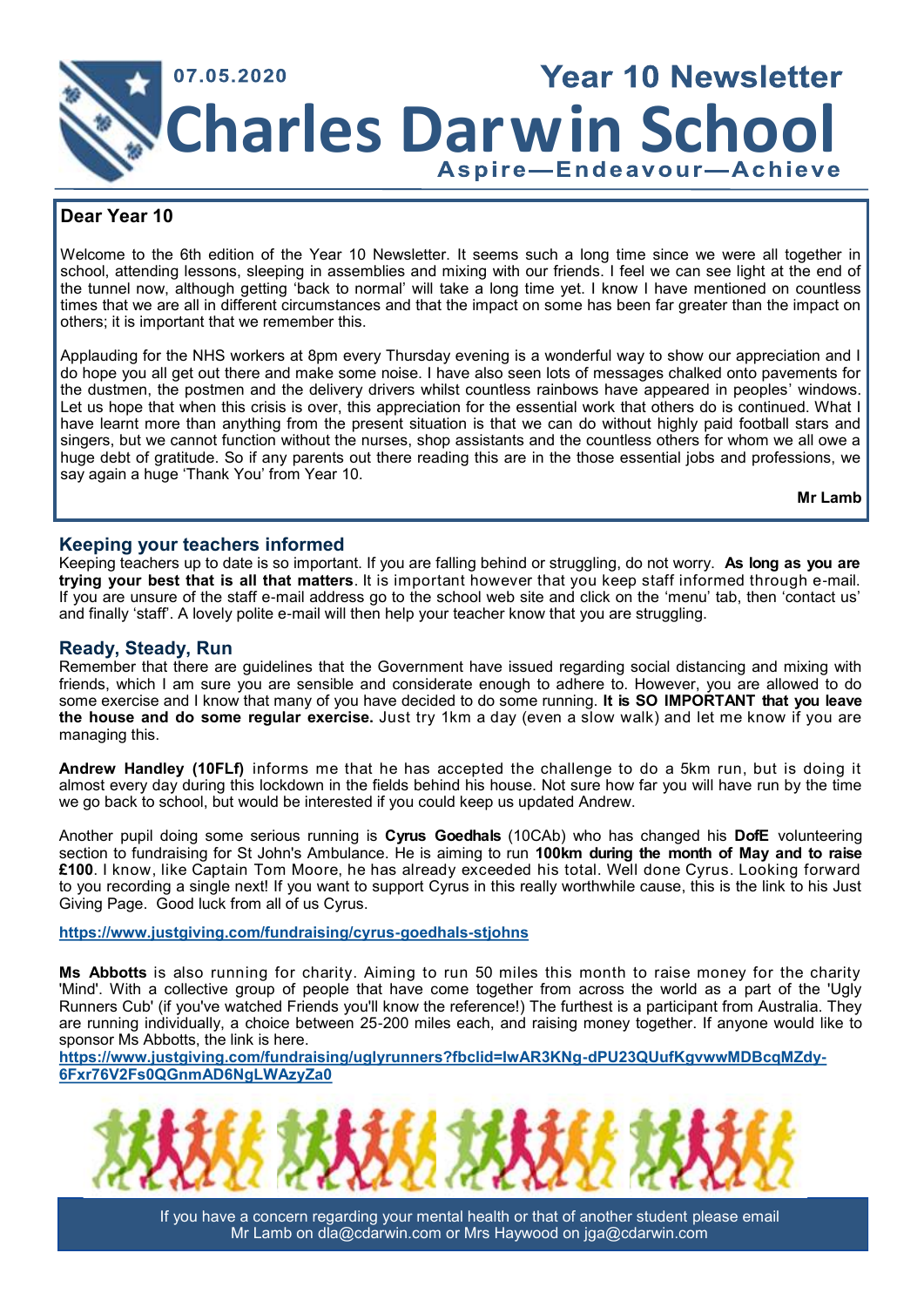07.05.2020

# Year 10 Newsletter

# Charles Darwin School

**Aspire—Endeavour—Achieve**

## Dear Year 10

Welcome to the 6th edition of the Year 10 Newsletter. It seems such a long time since we were all together in school, attending lessons, sleeping in assemblies and mixing with our friends. I feel we can see light at the end of the tunnel now, although getting 'back to normal' will take a long time yet. I know I have mentioned on countless times that we are all in different circumstances and that the impact on some has been far greater than the impact on others; it is important that we remember this.

Applauding for the NHS workers at 8pm every Thursday evening is a wonderful way to show our appreciation and I do hope you all get out there and make some noise. I have also seen lots of messages chalked onto pavements for the dustmen, the postmen and the delivery drivers whilst countless rainbows have appeared in peoples' windows. Let us hope that when this crisis is over, this appreciation for the essential work that others do is continued. What I have learnt more than anything from the present situation is that we can do without highly paid football stars and singers, but we cannot function without the nurses, shop assistants and the countless others for whom we all owe a huge debt of gratitude. So if any parents out there reading this are in the those essential jobs and professions, we say again a huge 'Thank You' from Year 10.

**Mr Lamb**

## Keeping your teachers informed

Keeping teachers up to date is so important. If you are falling behind or struggling, do not worry. **As long as you are trying your best that is all that matters**. It is important however that you keep staff informed through e-mail. If you are unsure of the staff e-mail address go to the school web site and click on the 'menu' tab, then 'contact us' and finally 'staff'. A lovely polite e-mail will then help your teacher know that you are struggling.

## Ready, Steady, Run

Remember that there are guidelines that the Government have issued regarding social distancing and mixing with friends, which I am sure you are sensible and considerate enough to adhere to. However, you are allowed to do some exercise and I know that many of you have decided to do some running. **It is SO IMPORTANT that you leave the house and do some regular exercise.** Just try 1km a day (even a slow walk) and let me know if you are managing this.

**Andrew Handley (10FLf)** informs me that he has accepted the challenge to do a 5km run, but is doing it almost every day during this lockdown in the fields behind his house. Not sure how far you will have run by the time we go back to school, but would be interested if you could keep us updated Andrew.

Another pupil doing some serious running is **Cyrus Goedhals** (10CAb) who has changed his **DofE** volunteering section to fundraising for St John's Ambulance. He is aiming to run **100km during the month of May and to raise £100**. I know, like Captain Tom Moore, he has already exceeded his total. Well done Cyrus. Looking forward to you recording a single next! If you want to support Cyrus in this really worthwhile cause, this is the link to his Just Giving Page. Good luck from all of us Cyrus.

https://www.justgiving.com/fundraising/cyrus-goedhals-stjohns

**Ms Abbotts** is also running for charity. Aiming to run 50 miles this month to raise money for the charity 'Mind'. With a collective group of people that have come together from across the world as a part of the 'Ugly Runners Cub' (if you've watched Friends you'll know the reference!) The furthest is a participant from Australia. They are running individually, a choice between 25-200 miles each, and raising money together. If anyone would like to sponsor Ms Abbotts, the link is here.

https://www.justgiving.com/fundraising/uglyrunners?fbclid=IwAR3KNg-dPU23QUufKgvwwMDBcqMZdy-6Fxr76V2Fs0QGnmAD6NgLWAzyZa0

If you have a concern regarding your mental health or that of another student please email Mr Lamb on dla@cdarwin.com or Mrs Haywood on jga@cdarwin.com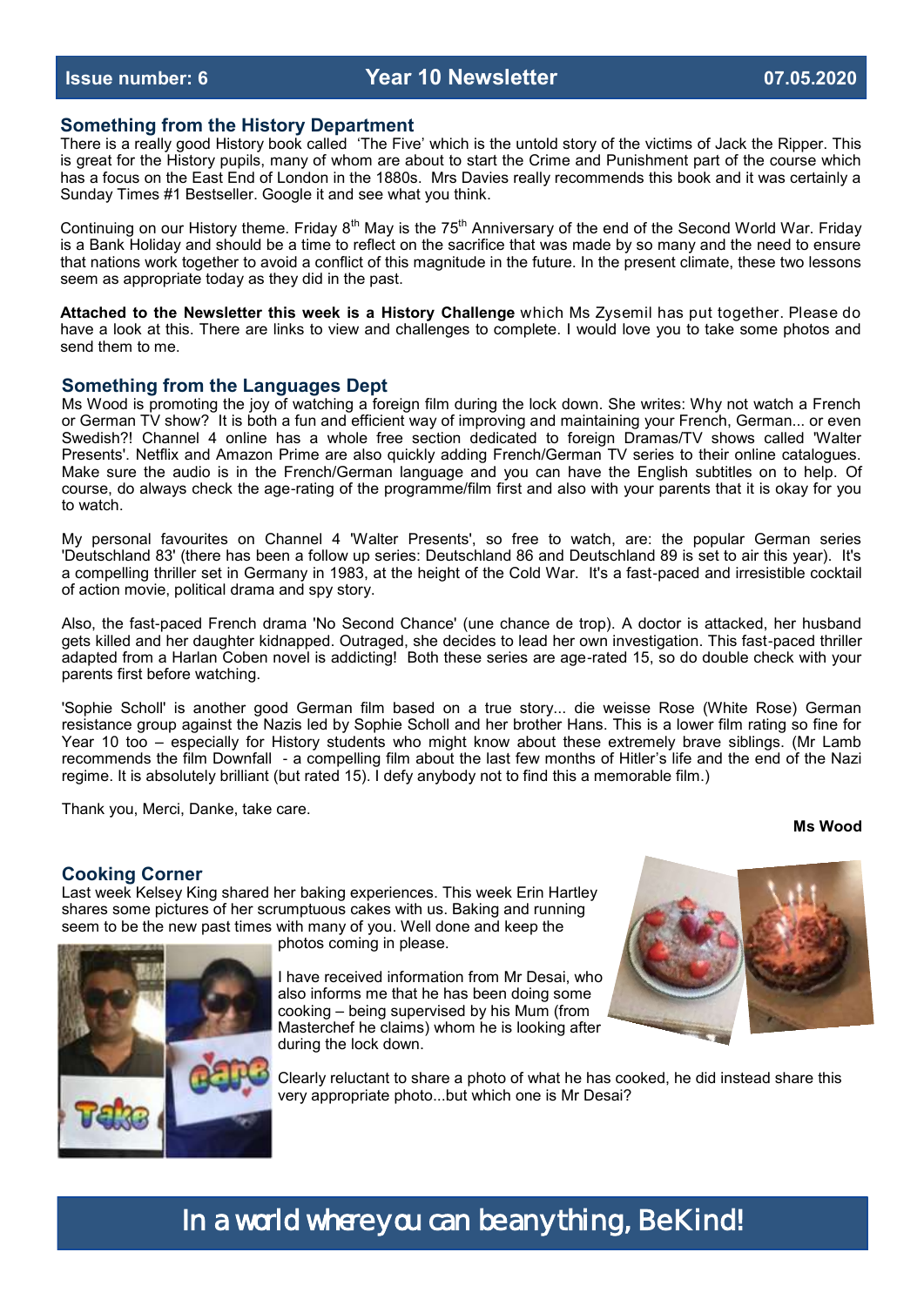**Issue number: 6** **Year 10 Newsletter** **07.05.2020**

## Something from the History Department

There is a really good History book called 'The Five' which is the untold story of the victims of Jack the Ripper. This is great for the History pupils, many of whom are about to start the Crime and Punishment part of the course which has a focus on the East End of London in the 1880s. Mrs Davies really recommends this book and it was certainly a Sunday Times #1 Bestseller. Google it and see what you think.

Continuing on our History theme. Friday 8th May is the 75th Anniversary of the end of the Second World War. Friday is a Bank Holiday and should be a time to reflect on the sacrifice that was made by so many and the need to ensure that nations work together to avoid a conflict of this magnitude in the future. In the present climate, these two lessons seem as appropriate today as they did in the past.

**Attached to the Newsletter this week is a History Challenge** which Ms Zysemil has put together. Please do have a look at this. There are links to view and challenges to complete. I would love you to take some photos and send them to me.

## Something from the Languages Dept

Ms Wood is promoting the joy of watching a foreign film during the lock down. She writes: Why not watch a French or German TV show? It is both a fun and efficient way of improving and maintaining your French, German... or even Swedish?! Channel 4 online has a whole free section dedicated to foreign Dramas/TV shows called 'Walter Presents'. Netflix and Amazon Prime are also quickly adding French/German TV series to their online catalogues. Make sure the audio is in the French/German language and you can have the English subtitles on to help. Of course, do always check the age-rating of the programme/film first and also with your parents that it is okay for you to watch.

My personal favourites on Channel 4 'Walter Presents', so free to watch, are: the popular German series 'Deutschland 83' (there has been a follow up series: Deutschland 86 and Deutschland 89 is set to air this year). It's a compelling thriller set in Germany in 1983, at the height of the Cold War. It's a fast-paced and irresistible cocktail of action movie, political drama and spy story.

Also, the fast-paced French drama 'No Second Chance' (une chance de trop). A doctor is attacked, her husband gets killed and her daughter kidnapped. Outraged, she decides to lead her own investigation. This fast-paced thriller adapted from a Harlan Coben novel is addicting! Both these series are age-rated 15, so do double check with your parents first before watching.

'Sophie Scholl' is another good German film based on a true story... die weisse Rose (White Rose) German resistance group against the Nazis led by Sophie Scholl and her brother Hans. This is a lower film rating so fine for Year 10 too – especially for History students who might know about these extremely brave siblings. (Mr Lamb recommends the film Downfall - a compelling film about the last few months of Hitler's life and the end of the Nazi regime. It is absolutely brilliant (but rated 15). I defy anybody not to find this a memorable film.)

Thank you, Merci, Danke, take care.

**Ms Wood**

## Cooking Corner

Last week Kelsey King shared her baking experiences. This week Erin Hartley shares some pictures of her scrumptuous cakes with us. Baking and running seem to be the new past times with many of you. Well done and keep the photos coming in please.

I have received information from Mr Desai, who also informs me that he has been doing some cooking – being supervised by his Mum (from Masterchef he claims) whom he is looking after during the lock down.

Clearly reluctant to share a photo of what he has cooked, he did instead share this very appropriate photo...but which one is Mr Desai?

In a world where you can be anything, Be Kind!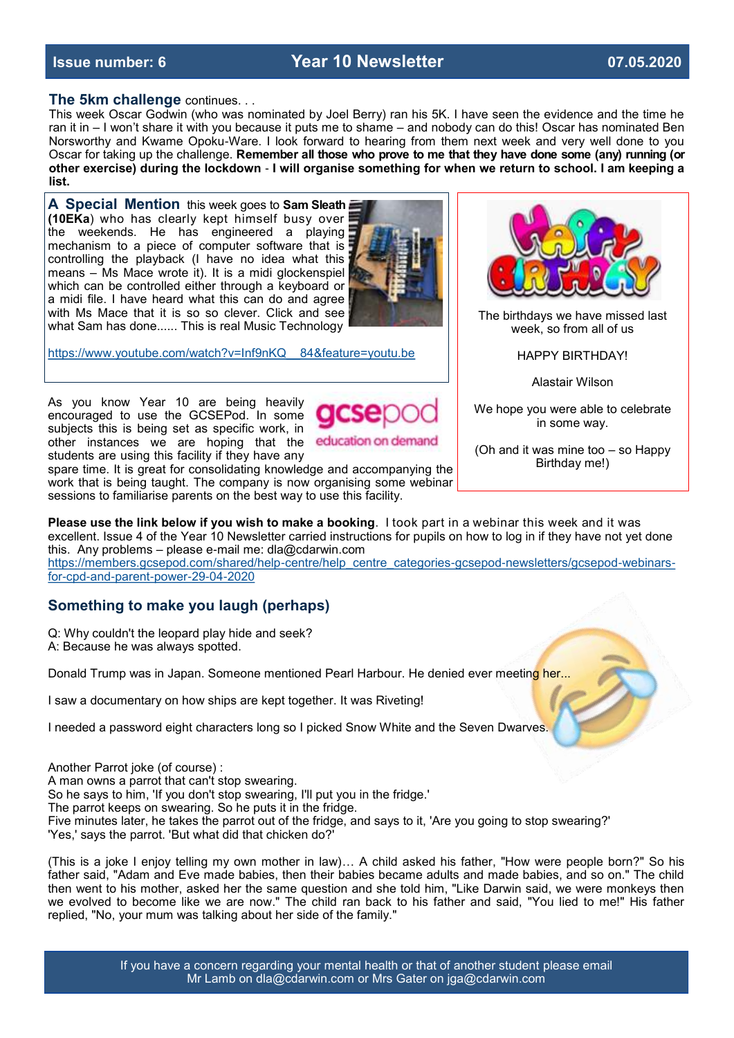Issue number: 6 | **Year 10 Newsletter** | 07.05.2020

## The 5km challenge continues. . .

This week Oscar Godwin (who was nominated by Joel Berry) ran his 5K. I have seen the evidence and the time he ran it in – I won't share it with you because it puts me to shame – and nobody can do this! Oscar has nominated Ben Norsworthy and Kwame Opoku-Ware. I look forward to hearing from them next week and very well done to you Oscar for taking up the challenge. **Remember all those who prove to me that they have done some (any) running (or other exercise) during the lockdown - I will organise something for when we return to school. I am keeping a list.**

**A Special Mention** this week goes to **Sam Sleath (10EKa**) who has clearly kept himself busy over the weekends. He has engineered a playing mechanism to a piece of computer software that is controlling the playback (I have no idea what this means – Ms Mace wrote it). It is a midi glockenspiel which can be controlled either through a keyboard or a midi file. I have heard what this can do and agree with Ms Mace that it is so so clever. Click and see what Sam has done...... This is real Music Technology

https://www.youtube.com/watch?v=Inf9nKQ__84&feature=youtu.be

The birthdays we have missed last week, so from all of us

HAPPY BIRTHDAY!

Alastair Wilson

We hope you were able to celebrate in some way.

(Oh and it was mine too – so Happy Birthday me!)

As you know Year 10 are being heavily encouraged to use the GCSEPod. In some subjects this is being set as specific work, in other instances we are hoping that the students are using this facility if they have any spare time. It is great for consolidating knowledge and accompanying the work that is being taught. The company is now organising some webinar sessions to familiarise parents on the best way to use this facility.

**Please use the link below if you wish to make a booking**. I took part in a webinar this week and it was excellent. Issue 4 of the Year 10 Newsletter carried instructions for pupils on how to log in if they have not yet done this. Any problems – please e-mail me: dla@cdarwin.com
https://members.gcsepod.com/shared/help-centre/help_centre_categories-gcsepod-newsletters/gcsepod-webinars-for-cpd-and-parent-power-29-04-2020

## Something to make you laugh (perhaps)

Q: Why couldn't the leopard play hide and seek?
A: Because he was always spotted.

Donald Trump was in Japan. Someone mentioned Pearl Harbour. He denied ever meeting her...

I saw a documentary on how ships are kept together. It was Riveting!

I needed a password eight characters long so I picked Snow White and the Seven Dwarves.

Another Parrot joke (of course) :
A man owns a parrot that can't stop swearing.
So he says to him, 'If you don't stop swearing, I'll put you in the fridge.'
The parrot keeps on swearing. So he puts it in the fridge.
Five minutes later, he takes the parrot out of the fridge, and says to it, 'Are you going to stop swearing?'
'Yes,' says the parrot. 'But what did that chicken do?'

(This is a joke I enjoy telling my own mother in law)… A child asked his father, "How were people born?" So his father said, "Adam and Eve made babies, then their babies became adults and made babies, and so on." The child then went to his mother, asked her the same question and she told him, "Like Darwin said, we were monkeys then we evolved to become like we are now." The child ran back to his father and said, "You lied to me!" His father replied, "No, your mum was talking about her side of the family."

If you have a concern regarding your mental health or that of another student please email Mr Lamb on dla@cdarwin.com or Mrs Gater on jga@cdarwin.com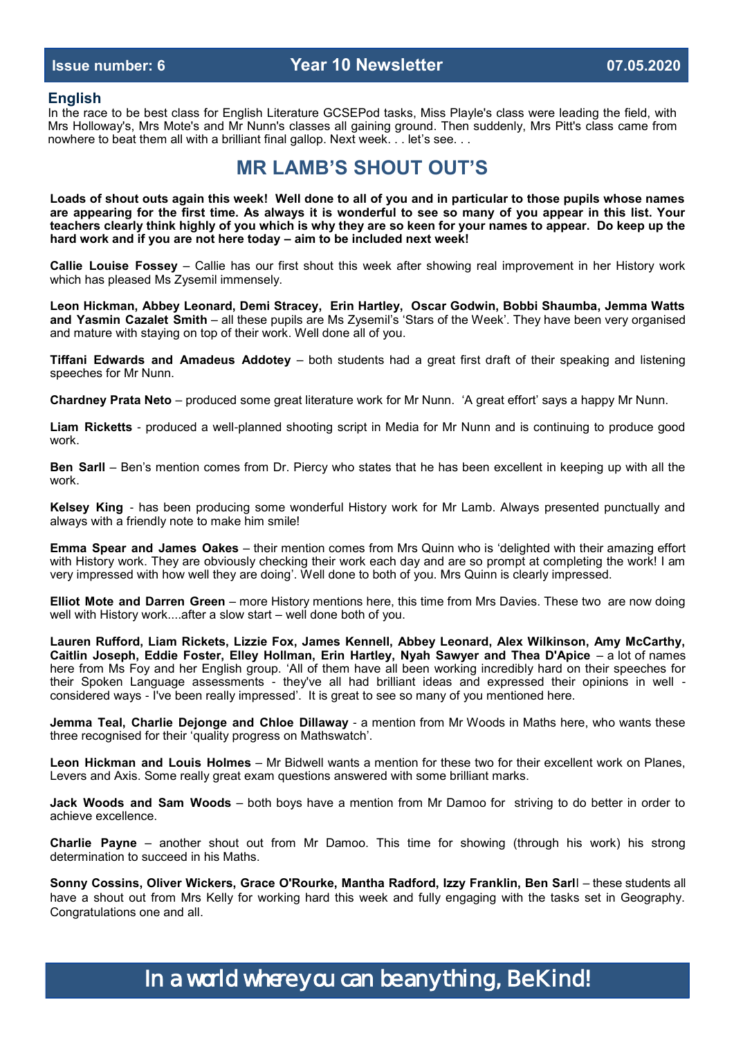## English

In the race to be best class for English Literature GCSEPod tasks, Miss Playle's class were leading the field, with Mrs Holloway's, Mrs Mote's and Mr Nunn's classes all gaining ground. Then suddenly, Mrs Pitt's class came from nowhere to beat them all with a brilliant final gallop. Next week. . . let's see. . .

# MR LAMB'S SHOUT OUT'S

**Loads of shout outs again this week! Well done to all of you and in particular to those pupils whose names are appearing for the first time. As always it is wonderful to see so many of you appear in this list. Your teachers clearly think highly of you which is why they are so keen for your names to appear. Do keep up the hard work and if you are not here today – aim to be included next week!**

**Callie Louise Fossey** – Callie has our first shout this week after showing real improvement in her History work which has pleased Ms Zysemil immensely.

**Leon Hickman, Abbey Leonard, Demi Stracey, Erin Hartley, Oscar Godwin, Bobbi Shaumba, Jemma Watts and Yasmin Cazalet Smith** – all these pupils are Ms Zysemil's 'Stars of the Week'. They have been very organised and mature with staying on top of their work. Well done all of you.

**Tiffani Edwards and Amadeus Addotey** – both students had a great first draft of their speaking and listening speeches for Mr Nunn.

**Chardney Prata Neto** – produced some great literature work for Mr Nunn. 'A great effort' says a happy Mr Nunn.

**Liam Ricketts** - produced a well-planned shooting script in Media for Mr Nunn and is continuing to produce good work.

**Ben Sarll** – Ben's mention comes from Dr. Piercy who states that he has been excellent in keeping up with all the work.

**Kelsey King** - has been producing some wonderful History work for Mr Lamb. Always presented punctually and always with a friendly note to make him smile!

**Emma Spear and James Oakes** – their mention comes from Mrs Quinn who is 'delighted with their amazing effort with History work. They are obviously checking their work each day and are so prompt at completing the work! I am very impressed with how well they are doing'. Well done to both of you. Mrs Quinn is clearly impressed.

**Elliot Mote and Darren Green** – more History mentions here, this time from Mrs Davies. These two are now doing well with History work....after a slow start – well done both of you.

**Lauren Rufford, Liam Rickets, Lizzie Fox, James Kennell, Abbey Leonard, Alex Wilkinson, Amy McCarthy, Caitlin Joseph, Eddie Foster, Elley Hollman, Erin Hartley, Nyah Sawyer and Thea D'Apice** – a lot of names here from Ms Foy and her English group. 'All of them have all been working incredibly hard on their speeches for their Spoken Language assessments - they've all had brilliant ideas and expressed their opinions in well - considered ways - I've been really impressed'. It is great to see so many of you mentioned here.

**Jemma Teal, Charlie Dejonge and Chloe Dillaway** - a mention from Mr Woods in Maths here, who wants these three recognised for their 'quality progress on Mathswatch'.

**Leon Hickman and Louis Holmes** – Mr Bidwell wants a mention for these two for their excellent work on Planes, Levers and Axis. Some really great exam questions answered with some brilliant marks.

**Jack Woods and Sam Woods** – both boys have a mention from Mr Damoo for striving to do better in order to achieve excellence.

**Charlie Payne** – another shout out from Mr Damoo. This time for showing (through his work) his strong determination to succeed in his Maths.

**Sonny Cossins, Oliver Wickers, Grace O'Rourke, Mantha Radford, Izzy Franklin, Ben Sarll** – these students all have a shout out from Mrs Kelly for working hard this week and fully engaging with the tasks set in Geography. Congratulations one and all.

In a world where you can be anything, Be Kind!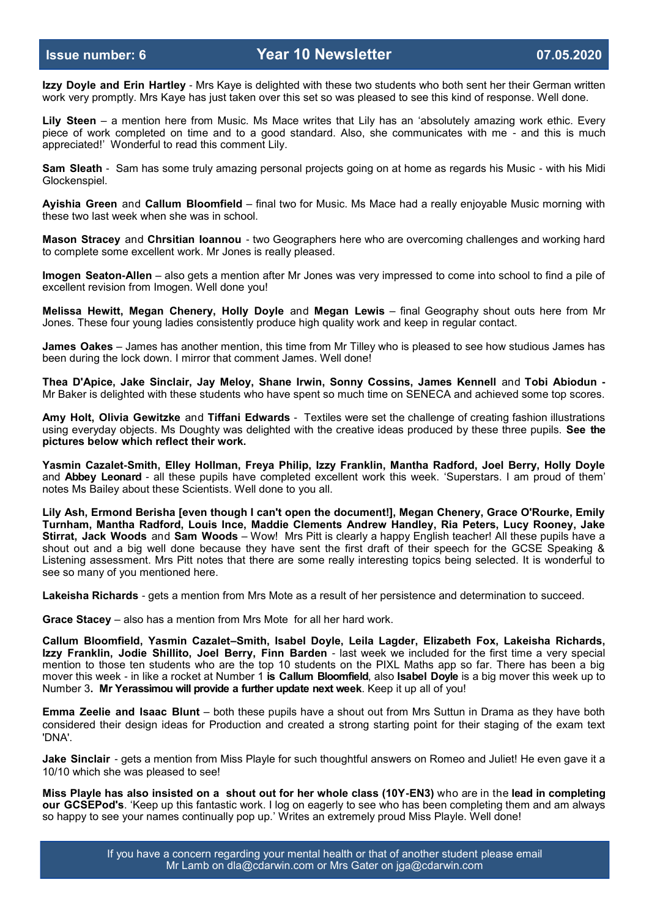**Izzy Doyle and Erin Hartley** - Mrs Kaye is delighted with these two students who both sent her their German written work very promptly. Mrs Kaye has just taken over this set so was pleased to see this kind of response. Well done.

**Lily Steen** – a mention here from Music. Ms Mace writes that Lily has an 'absolutely amazing work ethic. Every piece of work completed on time and to a good standard. Also, she communicates with me - and this is much appreciated!' Wonderful to read this comment Lily.

**Sam Sleath** - Sam has some truly amazing personal projects going on at home as regards his Music - with his Midi Glockenspiel.

**Ayishia Green** and **Callum Bloomfield** – final two for Music. Ms Mace had a really enjoyable Music morning with these two last week when she was in school.

**Mason Stracey** and **Chrsitian Ioannou** - two Geographers here who are overcoming challenges and working hard to complete some excellent work. Mr Jones is really pleased.

**Imogen Seaton-Allen** – also gets a mention after Mr Jones was very impressed to come into school to find a pile of excellent revision from Imogen. Well done you!

**Melissa Hewitt, Megan Chenery, Holly Doyle** and **Megan Lewis** – final Geography shout outs here from Mr Jones. These four young ladies consistently produce high quality work and keep in regular contact.

**James Oakes** – James has another mention, this time from Mr Tilley who is pleased to see how studious James has been during the lock down. I mirror that comment James. Well done!

**Thea D'Apice, Jake Sinclair, Jay Meloy, Shane Irwin, Sonny Cossins, James Kennell** and **Tobi Abiodun -** Mr Baker is delighted with these students who have spent so much time on SENECA and achieved some top scores.

**Amy Holt, Olivia Gewitzke** and **Tiffani Edwards** - Textiles were set the challenge of creating fashion illustrations using everyday objects. Ms Doughty was delighted with the creative ideas produced by these three pupils. **See the pictures below which reflect their work.**

**Yasmin Cazalet-Smith, Elley Hollman, Freya Philip, Izzy Franklin, Mantha Radford, Joel Berry, Holly Doyle** and **Abbey Leonard** - all these pupils have completed excellent work this week. 'Superstars. I am proud of them' notes Ms Bailey about these Scientists. Well done to you all.

**Lily Ash, Ermond Berisha [even though I can't open the document!], Megan Chenery, Grace O'Rourke, Emily Turnham, Mantha Radford, Louis Ince, Maddie Clements Andrew Handley, Ria Peters, Lucy Rooney, Jake Stirrat, Jack Woods** and **Sam Woods** – Wow! Mrs Pitt is clearly a happy English teacher! All these pupils have a shout out and a big well done because they have sent the first draft of their speech for the GCSE Speaking & Listening assessment. Mrs Pitt notes that there are some really interesting topics being selected. It is wonderful to see so many of you mentioned here.

**Lakeisha Richards** - gets a mention from Mrs Mote as a result of her persistence and determination to succeed.

**Grace Stacey** – also has a mention from Mrs Mote for all her hard work.

**Callum Bloomfield, Yasmin Cazalet–Smith, Isabel Doyle, Leila Lagder, Elizabeth Fox, Lakeisha Richards, Izzy Franklin, Jodie Shillito, Joel Berry, Finn Barden** - last week we included for the first time a very special mention to those ten students who are the top 10 students on the PIXL Maths app so far. There has been a big mover this week - in like a rocket at Number 1 **is Callum Bloomfield**, also **Isabel Doyle** is a big mover this week up to Number 3**. Mr Yerassimou will provide a further update next week**. Keep it up all of you!

**Emma Zeelie and Isaac Blunt** – both these pupils have a shout out from Mrs Suttun in Drama as they have both considered their design ideas for Production and created a strong starting point for their staging of the exam text 'DNA'.

**Jake Sinclair** - gets a mention from Miss Playle for such thoughtful answers on Romeo and Juliet! He even gave it a 10/10 which she was pleased to see!

**Miss Playle has also insisted on a shout out for her whole class (10Y-EN3)** who are in the **lead in completing our GCSEPod's**. 'Keep up this fantastic work. I log on eagerly to see who has been completing them and am always so happy to see your names continually pop up.' Writes an extremely proud Miss Playle. Well done!

If you have a concern regarding your mental health or that of another student please email Mr Lamb on dla@cdarwin.com or Mrs Gater on jga@cdarwin.com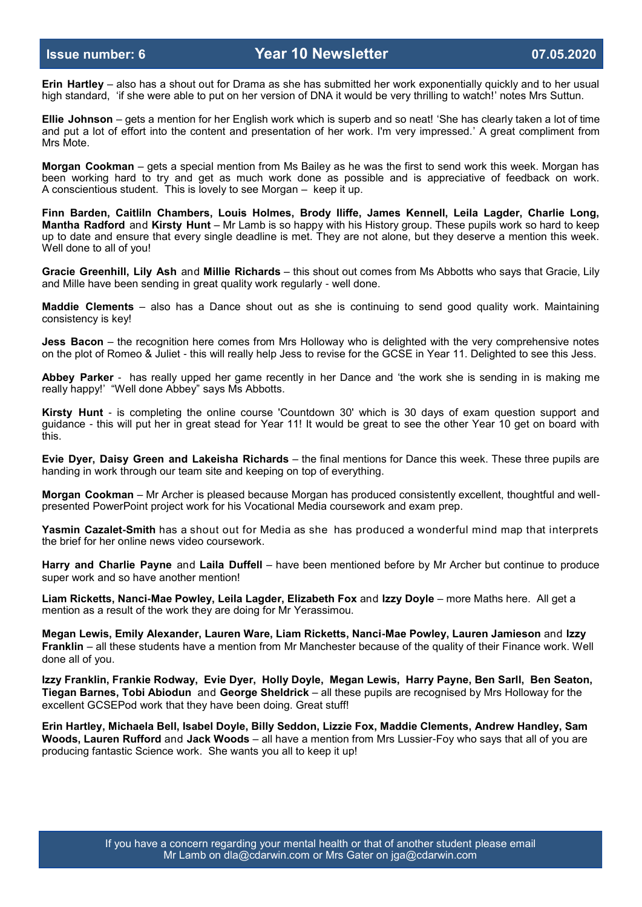**Erin Hartley** – also has a shout out for Drama as she has submitted her work exponentially quickly and to her usual high standard, 'if she were able to put on her version of DNA it would be very thrilling to watch!' notes Mrs Suttun.

**Ellie Johnson** – gets a mention for her English work which is superb and so neat! 'She has clearly taken a lot of time and put a lot of effort into the content and presentation of her work. I'm very impressed.' A great compliment from Mrs Mote.

**Morgan Cookman** – gets a special mention from Ms Bailey as he was the first to send work this week. Morgan has been working hard to try and get as much work done as possible and is appreciative of feedback on work. A conscientious student. This is lovely to see Morgan – keep it up.

**Finn Barden, Caitliln Chambers, Louis Holmes, Brody Iliffe, James Kennell, Leila Lagder, Charlie Long, Mantha Radford** and **Kirsty Hunt** – Mr Lamb is so happy with his History group. These pupils work so hard to keep up to date and ensure that every single deadline is met. They are not alone, but they deserve a mention this week. Well done to all of you!

**Gracie Greenhill, Lily Ash** and **Millie Richards** – this shout out comes from Ms Abbotts who says that Gracie, Lily and Mille have been sending in great quality work regularly - well done.

**Maddie Clements** – also has a Dance shout out as she is continuing to send good quality work. Maintaining consistency is key!

**Jess Bacon** – the recognition here comes from Mrs Holloway who is delighted with the very comprehensive notes on the plot of Romeo & Juliet - this will really help Jess to revise for the GCSE in Year 11. Delighted to see this Jess.

**Abbey Parker** - has really upped her game recently in her Dance and 'the work she is sending in is making me really happy!' "Well done Abbey" says Ms Abbotts.

**Kirsty Hunt** - is completing the online course 'Countdown 30' which is 30 days of exam question support and guidance - this will put her in great stead for Year 11! It would be great to see the other Year 10 get on board with this.

**Evie Dyer, Daisy Green and Lakeisha Richards** – the final mentions for Dance this week. These three pupils are handing in work through our team site and keeping on top of everything.

**Morgan Cookman** – Mr Archer is pleased because Morgan has produced consistently excellent, thoughtful and well-presented PowerPoint project work for his Vocational Media coursework and exam prep.

**Yasmin Cazalet-Smith** has a shout out for Media as she has produced a wonderful mind map that interprets the brief for her online news video coursework.

**Harry and Charlie Payne** and **Laila Duffell** – have been mentioned before by Mr Archer but continue to produce super work and so have another mention!

**Liam Ricketts, Nanci-Mae Powley, Leila Lagder, Elizabeth Fox** and **Izzy Doyle** – more Maths here. All get a mention as a result of the work they are doing for Mr Yerassimou.

**Megan Lewis, Emily Alexander, Lauren Ware, Liam Ricketts, Nanci-Mae Powley, Lauren Jamieson** and **Izzy Franklin** – all these students have a mention from Mr Manchester because of the quality of their Finance work. Well done all of you.

**Izzy Franklin, Frankie Rodway, Evie Dyer, Holly Doyle, Megan Lewis, Harry Payne, Ben Sarll, Ben Seaton, Tiegan Barnes, Tobi Abiodun** and **George Sheldrick** – all these pupils are recognised by Mrs Holloway for the excellent GCSEPod work that they have been doing. Great stuff!

**Erin Hartley, Michaela Bell, Isabel Doyle, Billy Seddon, Lizzie Fox, Maddie Clements, Andrew Handley, Sam Woods, Lauren Rufford** and **Jack Woods** – all have a mention from Mrs Lussier-Foy who says that all of you are producing fantastic Science work. She wants you all to keep it up!

If you have a concern regarding your mental health or that of another student please email Mr Lamb on dla@cdarwin.com or Mrs Gater on jga@cdarwin.com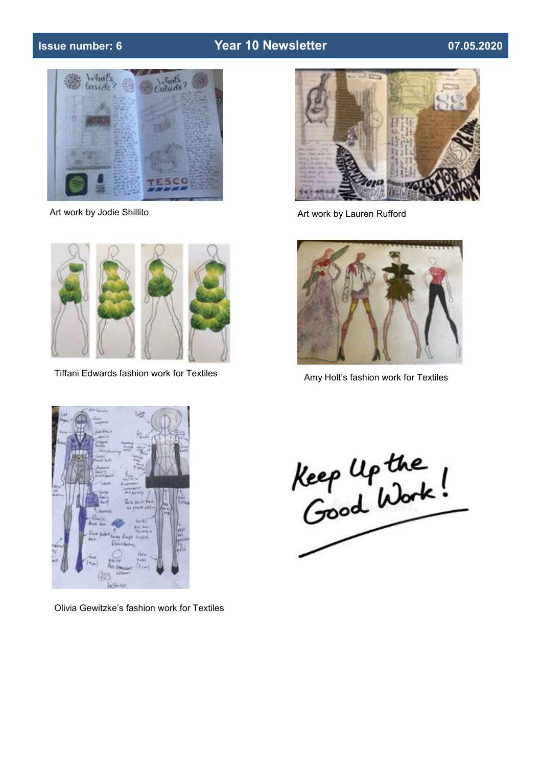Art work by Jodie Shillito

Art work by Lauren Rufford

Tiffani Edwards fashion work for Textiles

Amy Holt's fashion work for Textiles

Olivia Gewitzke's fashion work for Textiles

Keep Up the Good Work!